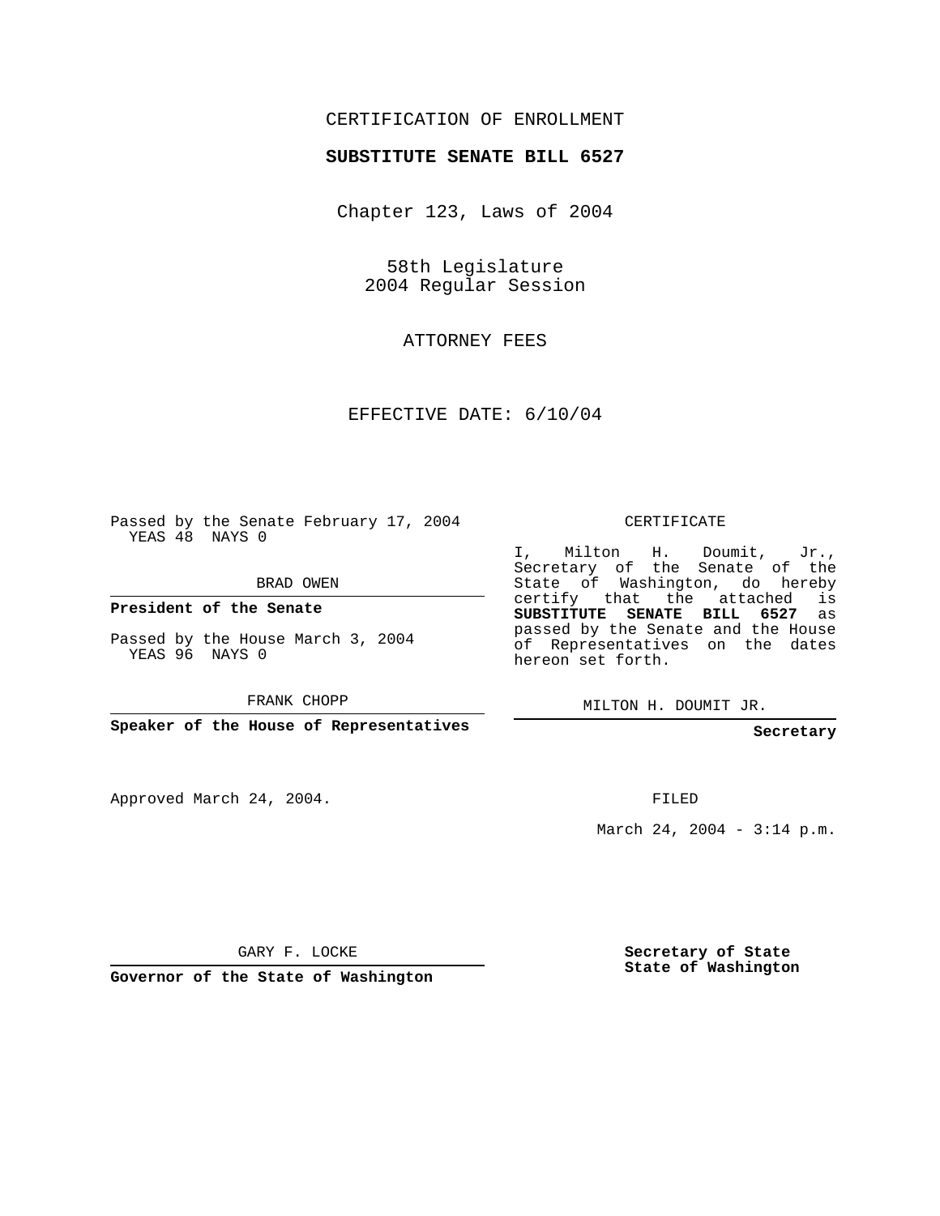CERTIFICATION OF ENROLLMENT

**SUBSTITUTE SENATE BILL 6527**

Chapter 123, Laws of 2004

58th Legislature
2004 Regular Session

ATTORNEY FEES

EFFECTIVE DATE: 6/10/04

Passed by the Senate February 17, 2004
YEAS 48 NAYS 0

BRAD OWEN

**President of the Senate**

Passed by the House March 3, 2004
YEAS 96 NAYS 0

FRANK CHOPP

**Speaker of the House of Representatives**

CERTIFICATE

I, Milton H. Doumit, Jr., Secretary of the Senate of the State of Washington, do hereby certify that the attached is **SUBSTITUTE SENATE BILL 6527** as passed by the Senate and the House of Representatives on the dates hereon set forth.

MILTON H. DOUMIT JR.

**Secretary**

Approved March 24, 2004.

FILED

March 24, 2004 - 3:14 p.m.

GARY F. LOCKE

**Governor of the State of Washington**

**Secretary of State**
**State of Washington**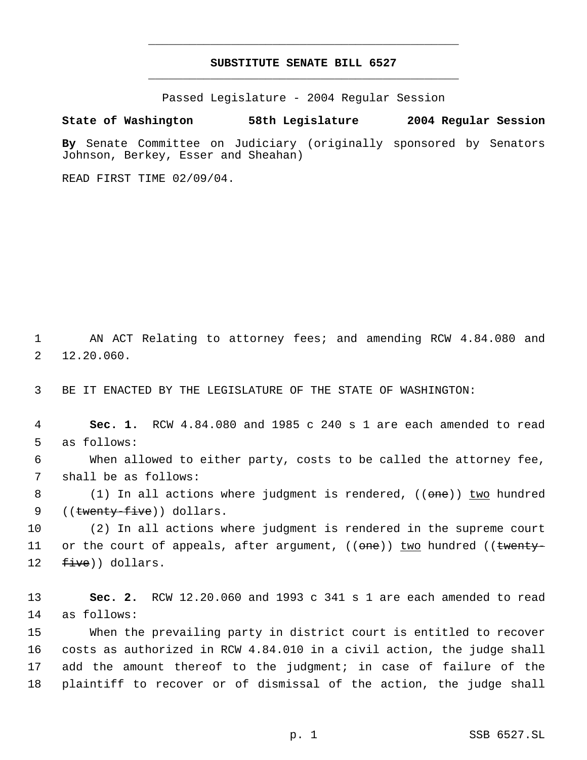# SUBSTITUTE SENATE BILL 6527

Passed Legislature - 2004 Regular Session

**State of Washington 58th Legislature 2004 Regular Session**

**By** Senate Committee on Judiciary (originally sponsored by Senators Johnson, Berkey, Esser and Sheahan)

READ FIRST TIME 02/09/04.

AN ACT Relating to attorney fees; and amending RCW 4.84.080 and 12.20.060.

BE IT ENACTED BY THE LEGISLATURE OF THE STATE OF WASHINGTON:

**Sec. 1.** RCW 4.84.080 and 1985 c 240 s 1 are each amended to read as follows:

When allowed to either party, costs to be called the attorney fee, shall be as follows:

(1) In all actions where judgment is rendered, ((~~one~~)) two hundred ((~~twenty-five~~)) dollars.

(2) In all actions where judgment is rendered in the supreme court or the court of appeals, after argument, ((~~one~~)) two hundred ((~~twenty-five~~)) dollars.

**Sec. 2.** RCW 12.20.060 and 1993 c 341 s 1 are each amended to read as follows:

When the prevailing party in district court is entitled to recover costs as authorized in RCW 4.84.010 in a civil action, the judge shall add the amount thereof to the judgment; in case of failure of the plaintiff to recover or of dismissal of the action, the judge shall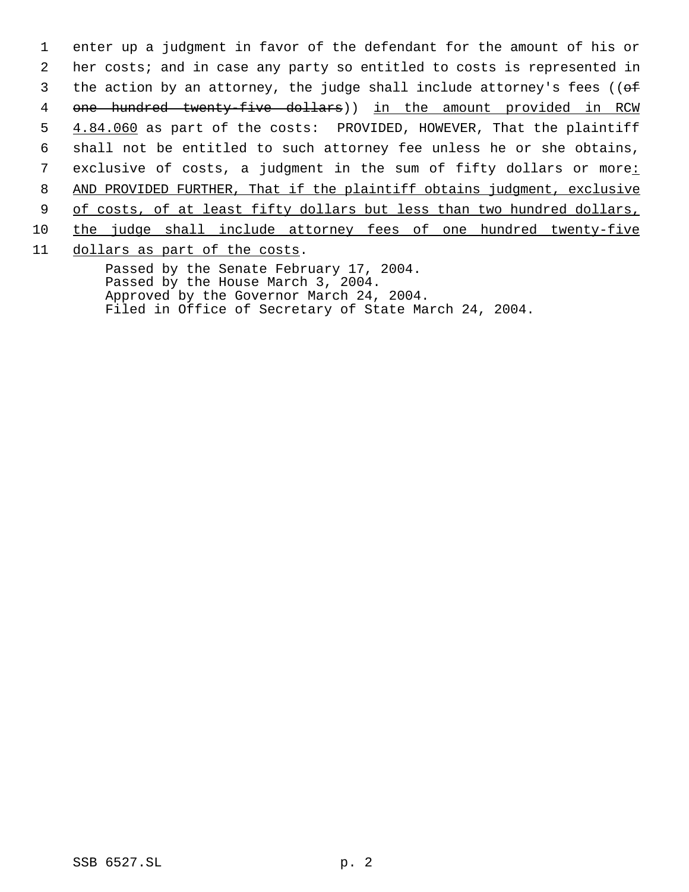enter up a judgment in favor of the defendant for the amount of his or her costs; and in case any party so entitled to costs is represented in the action by an attorney, the judge shall include attorney's fees ((~~of one hundred twenty-five dollars~~)) <u>in the amount provided in RCW 4.84.060</u> as part of the costs: PROVIDED, HOWEVER, That the plaintiff shall not be entitled to such attorney fee unless he or she obtains, exclusive of costs, a judgment in the sum of fifty dollars or more<u>: AND PROVIDED FURTHER, That if the plaintiff obtains judgment, exclusive of costs, of at least fifty dollars but less than two hundred dollars, the judge shall include attorney fees of one hundred twenty-five dollars as part of the costs</u>.

Passed by the Senate February 17, 2004.
Passed by the House March 3, 2004.
Approved by the Governor March 24, 2004.
Filed in Office of Secretary of State March 24, 2004.